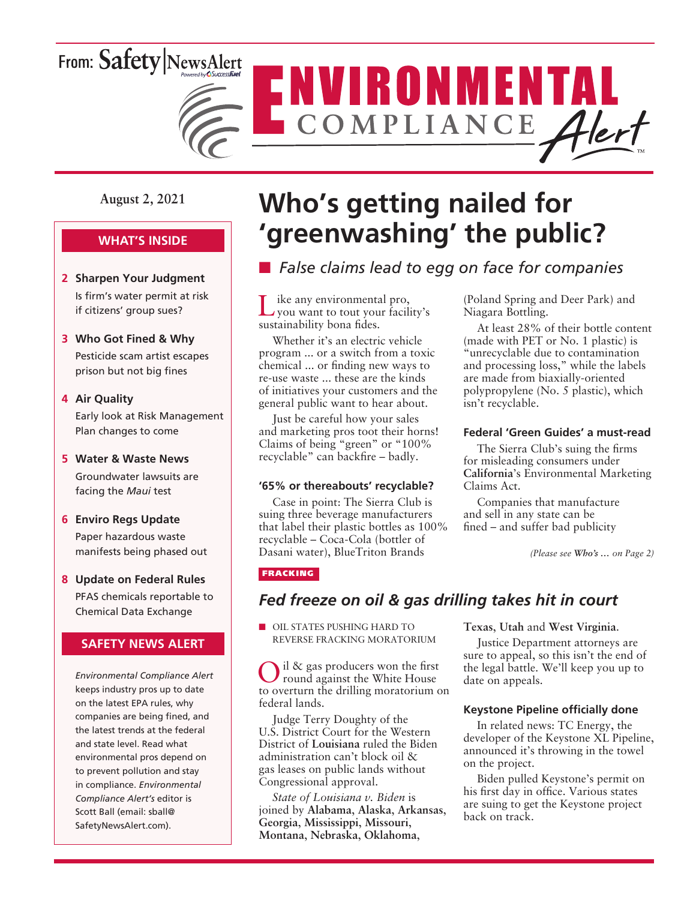From: Safety|NewsAlert

# ENVIRONMENTAL COMPLIANCE Alert

August 2, 2021

## WHAT'S INSIDE

- **2 Sharpen Your Judgment** Is firm's water permit at risk if citizens' group sues?
- **3 Who Got Fined & Why** Pesticide scam artist escapes prison but not big fines
- **4 Air Quality** Early look at Risk Management Plan changes to come
- **5 Water & Waste News** Groundwater lawsuits are facing the *Maui* test
- **6 Enviro Regs Update** Paper hazardous waste manifests being phased out
- **8 Update on Federal Rules** PFAS chemicals reportable to Chemical Data Exchange

## SAFETY NEWS ALERT

*Environmental Compliance Alert* keeps industry pros up to date on the latest EPA rules, why companies are being fined, and the latest trends at the federal and state level. Read what environmental pros depend on to prevent pollution and stay in compliance. *Environmental Compliance Alert's* editor is Scott Ball (email: sball@SafetyNewsAlert.com).

# Who's getting nailed for 'greenwashing' the public?

■ *False claims lead to egg on face for companies*

Like any environmental pro, you want to tout your facility's sustainability bona fides.

Whether it's an electric vehicle program ... or a switch from a toxic chemical ... or finding new ways to re-use waste ... these are the kinds of initiatives your customers and the general public want to hear about.

Just be careful how your sales and marketing pros toot their horns! Claims of being "green" or "100% recyclable" can backfire – badly.

### '65% or thereabouts' recyclable?

Case in point: The Sierra Club is suing three beverage manufacturers that label their plastic bottles as 100% recyclable – Coca-Cola (bottler of Dasani water), BlueTriton Brands (Poland Spring and Deer Park) and Niagara Bottling.

At least 28% of their bottle content (made with PET or No. 1 plastic) is "unrecyclable due to contamination and processing loss," while the labels are made from biaxially-oriented polypropylene (No. 5 plastic), which isn't recyclable.

### Federal 'Green Guides' a must-read

The Sierra Club's suing the firms for misleading consumers under **California**'s Environmental Marketing Claims Act.

Companies that manufacture and sell in any state can be fined – and suffer bad publicity

*(Please see **Who's ...** on Page 2)*

FRACKING

## Fed freeze on oil & gas drilling takes hit in court

■ OIL STATES PUSHING HARD TO REVERSE FRACKING MORATORIUM

Oil & gas producers won the first round against the White House to overturn the drilling moratorium on federal lands.

Judge Terry Doughty of the U.S. District Court for the Western District of **Louisiana** ruled the Biden administration can't block oil & gas leases on public lands without Congressional approval.

*State of Louisiana v. Biden* is joined by **Alabama**, **Alaska**, **Arkansas**, **Georgia**, **Mississippi**, **Missouri**, **Montana**, **Nebraska**, **Oklahoma**, **Texas**, **Utah** and **West Virginia**.

Justice Department attorneys are sure to appeal, so this isn't the end of the legal battle. We'll keep you up to date on appeals.

### Keystone Pipeline officially done

In related news: TC Energy, the developer of the Keystone XL Pipeline, announced it's throwing in the towel on the project.

Biden pulled Keystone's permit on his first day in office. Various states are suing to get the Keystone project back on track.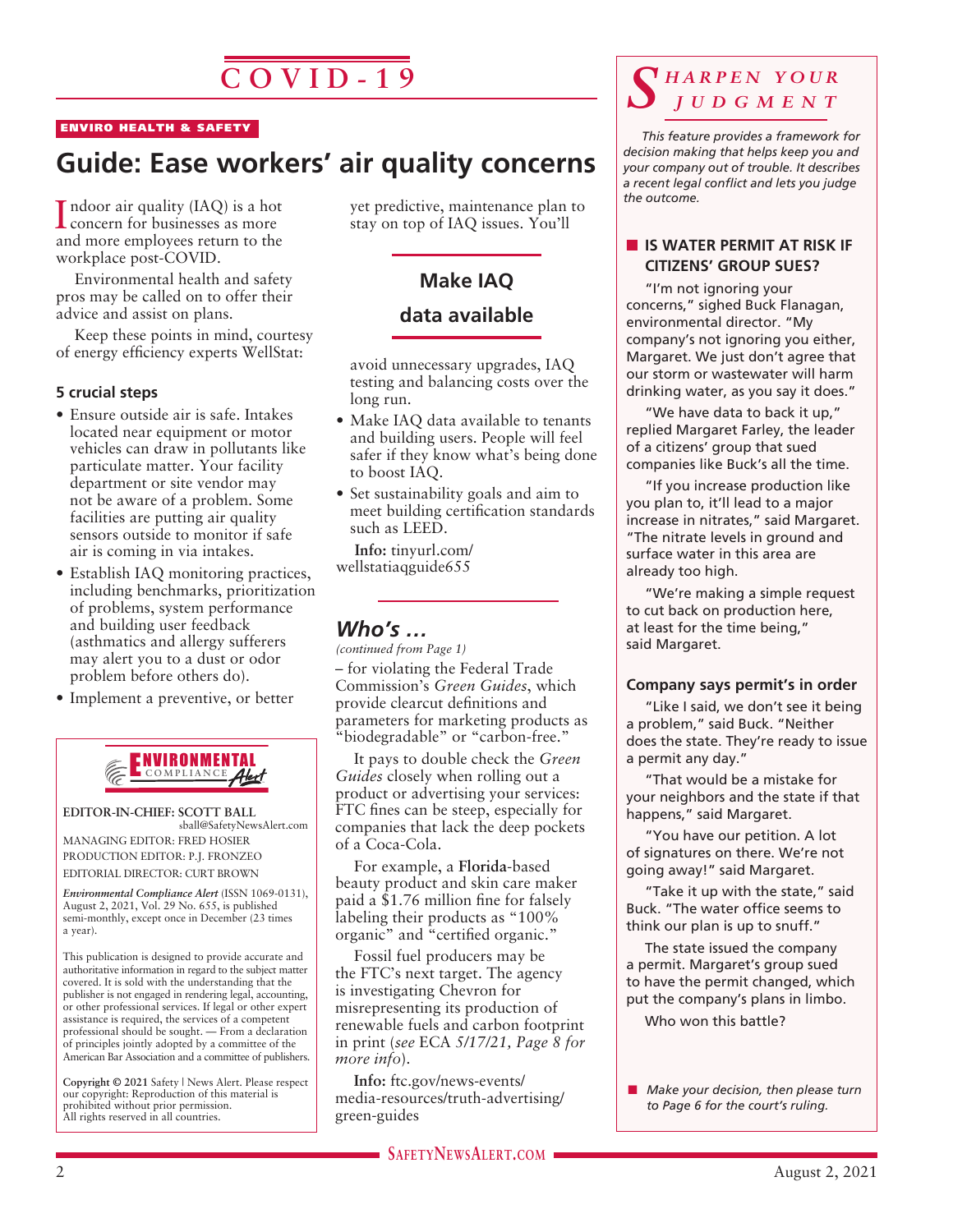# COVID-19

ENVIRO HEALTH & SAFETY

## Guide: Ease workers' air quality concerns

Indoor air quality (IAQ) is a hot concern for businesses as more and more employees return to the workplace post-COVID.

Environmental health and safety pros may be called on to offer their advice and assist on plans.

Keep these points in mind, courtesy of energy efficiency experts WellStat:

### 5 crucial steps

- Ensure outside air is safe. Intakes located near equipment or motor vehicles can draw in pollutants like particulate matter. Your facility department or site vendor may not be aware of a problem. Some facilities are putting air quality sensors outside to monitor if safe air is coming in via intakes.
- Establish IAQ monitoring practices, including benchmarks, prioritization of problems, system performance and building user feedback (asthmatics and allergy sufferers may alert you to a dust or odor problem before others do).
- Implement a preventive, or better yet predictive, maintenance plan to stay on top of IAQ issues. You'll avoid unnecessary upgrades, IAQ testing and balancing costs over the long run.
- Make IAQ data available to tenants and building users. People will feel safer if they know what's being done to boost IAQ.
- Set sustainability goals and aim to meet building certification standards such as LEED.

**Make IAQ data available**

**Info:** tinyurl.com/wellstatiaqguide655

---

### *Who's …*

*(continued from Page 1)*

– for violating the Federal Trade Commission's *Green Guides*, which provide clearcut definitions and parameters for marketing products as "biodegradable" or "carbon-free."

It pays to double check the *Green Guides* closely when rolling out a product or advertising your services: FTC fines can be steep, especially for companies that lack the deep pockets of a Coca-Cola.

For example, a **Florida**-based beauty product and skin care maker paid a $1.76 million fine for falsely labeling their products as "100% organic" and "certified organic."

Fossil fuel producers may be the FTC's next target. The agency is investigating Chevron for misrepresenting its production of renewable fuels and carbon footprint in print (*see* ECA *5/17/21, Page 8 for more info*).

**Info:** ftc.gov/news-events/media-resources/truth-advertising/green-guides

---

ENVIRONMENTAL COMPLIANCE Alert

EDITOR-IN-CHIEF: SCOTT BALL sball@SafetyNewsAlert.com
MANAGING EDITOR: FRED HOSIER
PRODUCTION EDITOR: P.J. FRONZEO
EDITORIAL DIRECTOR: CURT BROWN

*Environmental Compliance Alert* (ISSN 1069-0131), August 2, 2021, Vol. 29 No. 655, is published semi-monthly, except once in December (23 times a year).

This publication is designed to provide accurate and authoritative information in regard to the subject matter covered. It is sold with the understanding that the publisher is not engaged in rendering legal, accounting, or other professional services. If legal or other expert assistance is required, the services of a competent professional should be sought. — From a declaration of principles jointly adopted by a committee of the American Bar Association and a committee of publishers.

**Copyright © 2021** Safety | News Alert. Please respect our copyright: Reproduction of this material is prohibited without prior permission. All rights reserved in all countries.

---

## *Sharpen your Judgment*

*This feature provides a framework for decision making that helps keep you and your company out of trouble. It describes a recent legal conflict and lets you judge the outcome.*

### IS WATER PERMIT AT RISK IF CITIZENS' GROUP SUES?

"I'm not ignoring your concerns," sighed Buck Flanagan, environmental director. "My company's not ignoring you either, Margaret. We just don't agree that our storm or wastewater will harm drinking water, as you say it does."

"We have data to back it up," replied Margaret Farley, the leader of a citizens' group that sued companies like Buck's all the time.

"If you increase production like you plan to, it'll lead to a major increase in nitrates," said Margaret. "The nitrate levels in ground and surface water in this area are already too high.

"We're making a simple request to cut back on production here, at least for the time being," said Margaret.

### Company says permit's in order

"Like I said, we don't see it being a problem," said Buck. "Neither does the state. They're ready to issue a permit any day."

"That would be a mistake for your neighbors and the state if that happens," said Margaret.

"You have our petition. A lot of signatures on there. We're not going away!" said Margaret.

"Take it up with the state," said Buck. "The water office seems to think our plan is up to snuff."

The state issued the company a permit. Margaret's group sued to have the permit changed, which put the company's plans in limbo.

Who won this battle?

- *Make your decision, then please turn to Page 6 for the court's ruling.*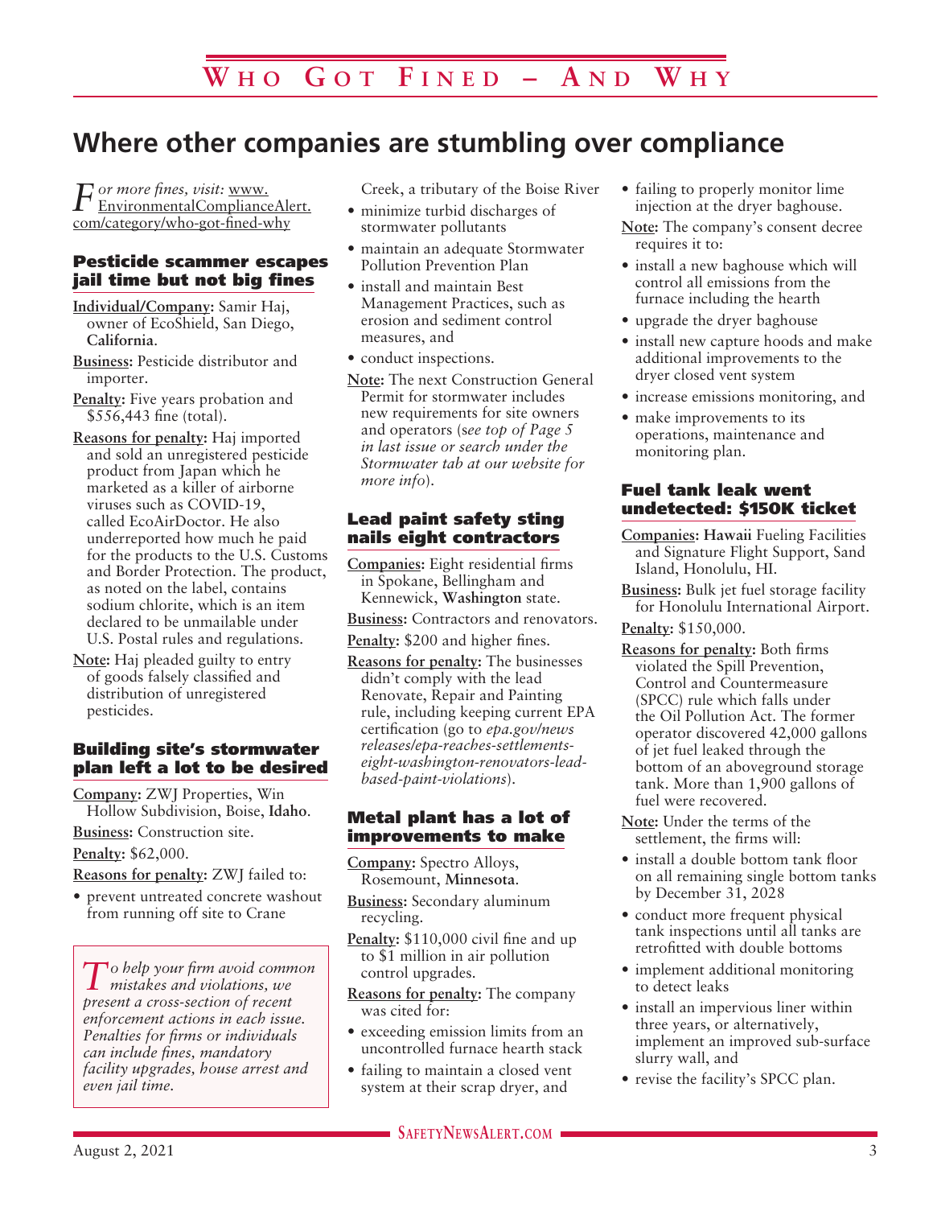# Who Got Fined – And Why

## Where other companies are stumbling over compliance

*For more fines, visit:* www.EnvironmentalComplianceAlert.com/category/who-got-fined-why

### Pesticide scammer escapes jail time but not big fines

**Individual/Company:** Samir Haj, owner of EcoShield, San Diego, **California**.

**Business:** Pesticide distributor and importer.

**Penalty:** Five years probation and $556,443 fine (total).

**Reasons for penalty:** Haj imported and sold an unregistered pesticide product from Japan which he marketed as a killer of airborne viruses such as COVID-19, called EcoAirDoctor. He also underreported how much he paid for the products to the U.S. Customs and Border Protection. The product, as noted on the label, contains sodium chlorite, which is an item declared to be unmailable under U.S. Postal rules and regulations.

**Note:** Haj pleaded guilty to entry of goods falsely classified and distribution of unregistered pesticides.

### Building site's stormwater plan left a lot to be desired

**Company:** ZWJ Properties, Win Hollow Subdivision, Boise, **Idaho**.

**Business:** Construction site.

**Penalty:** $62,000.

**Reasons for penalty:** ZWJ failed to:

- prevent untreated concrete washout from running off site to Crane Creek, a tributary of the Boise River
- minimize turbid discharges of stormwater pollutants
- maintain an adequate Stormwater Pollution Prevention Plan
- install and maintain Best Management Practices, such as erosion and sediment control measures, and
- conduct inspections.

**Note:** The next Construction General Permit for stormwater includes new requirements for site owners and operators (s*ee top of Page 5 in last issue or search under the Stormwater tab at our website for more info*).

*To help your firm avoid common mistakes and violations, we present a cross-section of recent enforcement actions in each issue. Penalties for firms or individuals can include fines, mandatory facility upgrades, house arrest and even jail time.*

### Lead paint safety sting nails eight contractors

**Companies:** Eight residential firms in Spokane, Bellingham and Kennewick, **Washington** state.

**Business:** Contractors and renovators.

**Penalty:** $200 and higher fines.

**Reasons for penalty:** The businesses didn't comply with the lead Renovate, Repair and Painting rule, including keeping current EPA certification (go to *epa.gov/news releases/epa-reaches-settlements-eight-washington-renovators-lead-based-paint-violations*).

### Metal plant has a lot of improvements to make

**Company:** Spectro Alloys, Rosemount, **Minnesota**.

**Business:** Secondary aluminum recycling.

**Penalty:** $110,000 civil fine and up to $1 million in air pollution control upgrades.

**Reasons for penalty:** The company was cited for:

- exceeding emission limits from an uncontrolled furnace hearth stack
- failing to maintain a closed vent system at their scrap dryer, and
- failing to properly monitor lime injection at the dryer baghouse.

**Note:** The company's consent decree requires it to:

- install a new baghouse which will control all emissions from the furnace including the hearth
- upgrade the dryer baghouse
- install new capture hoods and make additional improvements to the dryer closed vent system
- increase emissions monitoring, and
- make improvements to its operations, maintenance and monitoring plan.

### Fuel tank leak went undetected: $150K ticket

**Companies:** **Hawaii** Fueling Facilities and Signature Flight Support, Sand Island, Honolulu, HI.

**Business:** Bulk jet fuel storage facility for Honolulu International Airport.

**Penalty:** $150,000.

**Reasons for penalty:** Both firms violated the Spill Prevention, Control and Countermeasure (SPCC) rule which falls under the Oil Pollution Act. The former operator discovered 42,000 gallons of jet fuel leaked through the bottom of an aboveground storage tank. More than 1,900 gallons of fuel were recovered.

**Note:** Under the terms of the settlement, the firms will:

- install a double bottom tank floor on all remaining single bottom tanks by December 31, 2028
- conduct more frequent physical tank inspections until all tanks are retrofitted with double bottoms
- implement additional monitoring to detect leaks
- install an impervious liner within three years, or alternatively, implement an improved sub-surface slurry wall, and
- revise the facility's SPCC plan.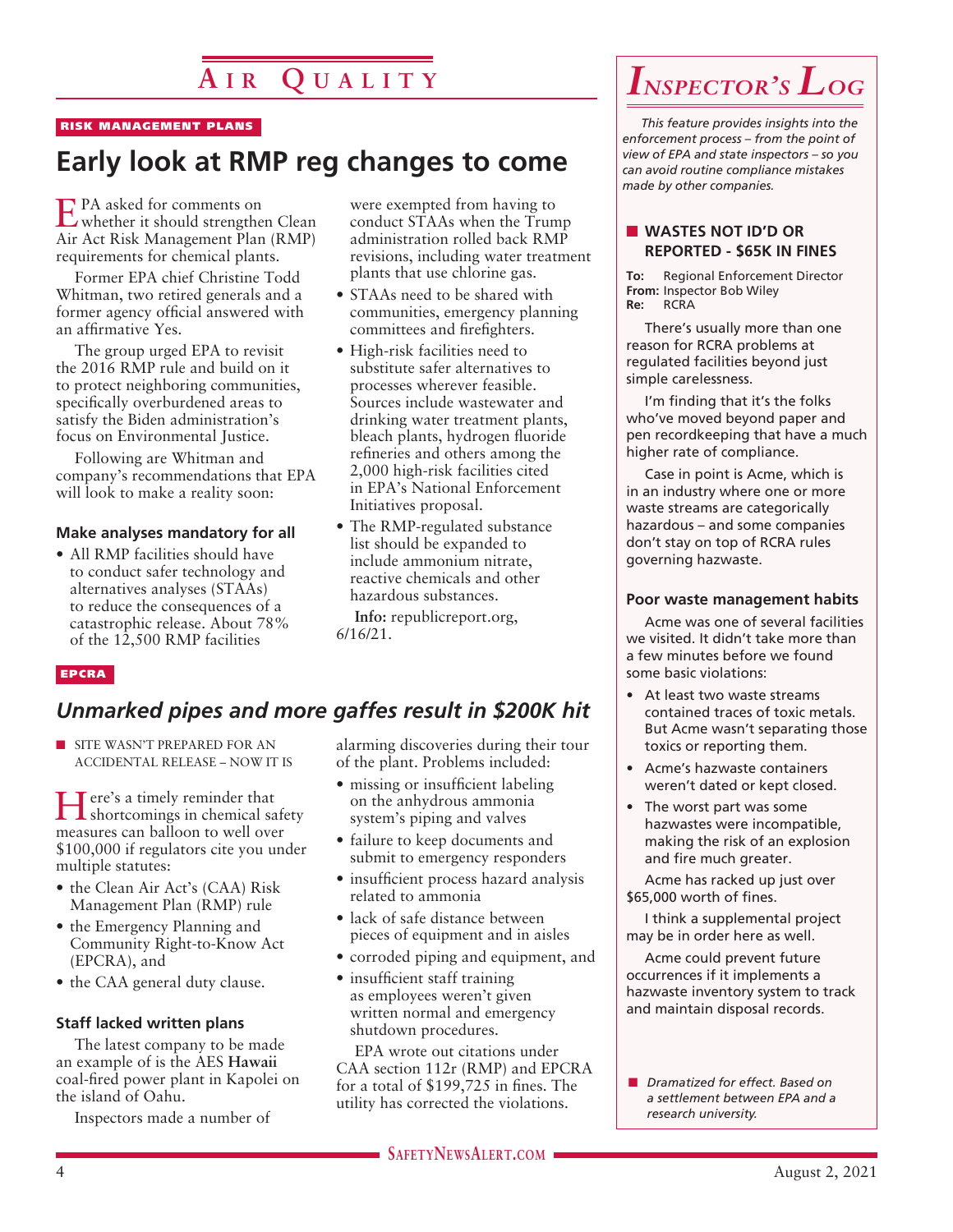# Air Quality

RISK MANAGEMENT PLANS

## Early look at RMP reg changes to come

EPA asked for comments on whether it should strengthen Clean Air Act Risk Management Plan (RMP) requirements for chemical plants.

Former EPA chief Christine Todd Whitman, two retired generals and a former agency official answered with an affirmative Yes.

The group urged EPA to revisit the 2016 RMP rule and build on it to protect neighboring communities, specifically overburdened areas to satisfy the Biden administration's focus on Environmental Justice.

Following are Whitman and company's recommendations that EPA will look to make a reality soon:

### Make analyses mandatory for all

- All RMP facilities should have to conduct safer technology and alternatives analyses (STAAs) to reduce the consequences of a catastrophic release. About 78% of the 12,500 RMP facilities were exempted from having to conduct STAAs when the Trump administration rolled back RMP revisions, including water treatment plants that use chlorine gas.
- STAAs need to be shared with communities, emergency planning committees and firefighters.
- High-risk facilities need to substitute safer alternatives to processes wherever feasible. Sources include wastewater and drinking water treatment plants, bleach plants, hydrogen fluoride refineries and others among the 2,000 high-risk facilities cited in EPA's National Enforcement Initiatives proposal.
- The RMP-regulated substance list should be expanded to include ammonium nitrate, reactive chemicals and other hazardous substances.

**Info:** republicreport.org, 6/16/21.

EPCRA

## *Unmarked pipes and more gaffes result in $200K hit*

■ SITE WASN'T PREPARED FOR AN ACCIDENTAL RELEASE – NOW IT IS

Here's a timely reminder that shortcomings in chemical safety measures can balloon to well over $100,000 if regulators cite you under multiple statutes:

- the Clean Air Act's (CAA) Risk Management Plan (RMP) rule
- the Emergency Planning and Community Right-to-Know Act (EPCRA), and
- the CAA general duty clause.

### Staff lacked written plans

The latest company to be made an example of is the AES **Hawaii** coal-fired power plant in Kapolei on the island of Oahu.

Inspectors made a number of alarming discoveries during their tour of the plant. Problems included:

- missing or insufficient labeling on the anhydrous ammonia system's piping and valves
- failure to keep documents and submit to emergency responders
- insufficient process hazard analysis related to ammonia
- lack of safe distance between pieces of equipment and in aisles
- corroded piping and equipment, and
- insufficient staff training as employees weren't given written normal and emergency shutdown procedures.

EPA wrote out citations under CAA section 112r (RMP) and EPCRA for a total of $199,725 in fines. The utility has corrected the violations.

# *Inspector's Log*

*This feature provides insights into the enforcement process – from the point of view of EPA and state inspectors – so you can avoid routine compliance mistakes made by other companies.*

### ■ WASTES NOT ID'D OR REPORTED - $65K IN FINES

**To:** Regional Enforcement Director
**From:** Inspector Bob Wiley
**Re:** RCRA

There's usually more than one reason for RCRA problems at regulated facilities beyond just simple carelessness.

I'm finding that it's the folks who've moved beyond paper and pen recordkeeping that have a much higher rate of compliance.

Case in point is Acme, which is in an industry where one or more waste streams are categorically hazardous – and some companies don't stay on top of RCRA rules governing hazwaste.

### Poor waste management habits

Acme was one of several facilities we visited. It didn't take more than a few minutes before we found some basic violations:

- At least two waste streams contained traces of toxic metals. But Acme wasn't separating those toxics or reporting them.
- Acme's hazwaste containers weren't dated or kept closed.
- The worst part was some hazwastes were incompatible, making the risk of an explosion and fire much greater.

Acme has racked up just over $65,000 worth of fines.

I think a supplemental project may be in order here as well.

Acme could prevent future occurrences if it implements a hazwaste inventory system to track and maintain disposal records.

■ *Dramatized for effect. Based on a settlement between EPA and a research university.*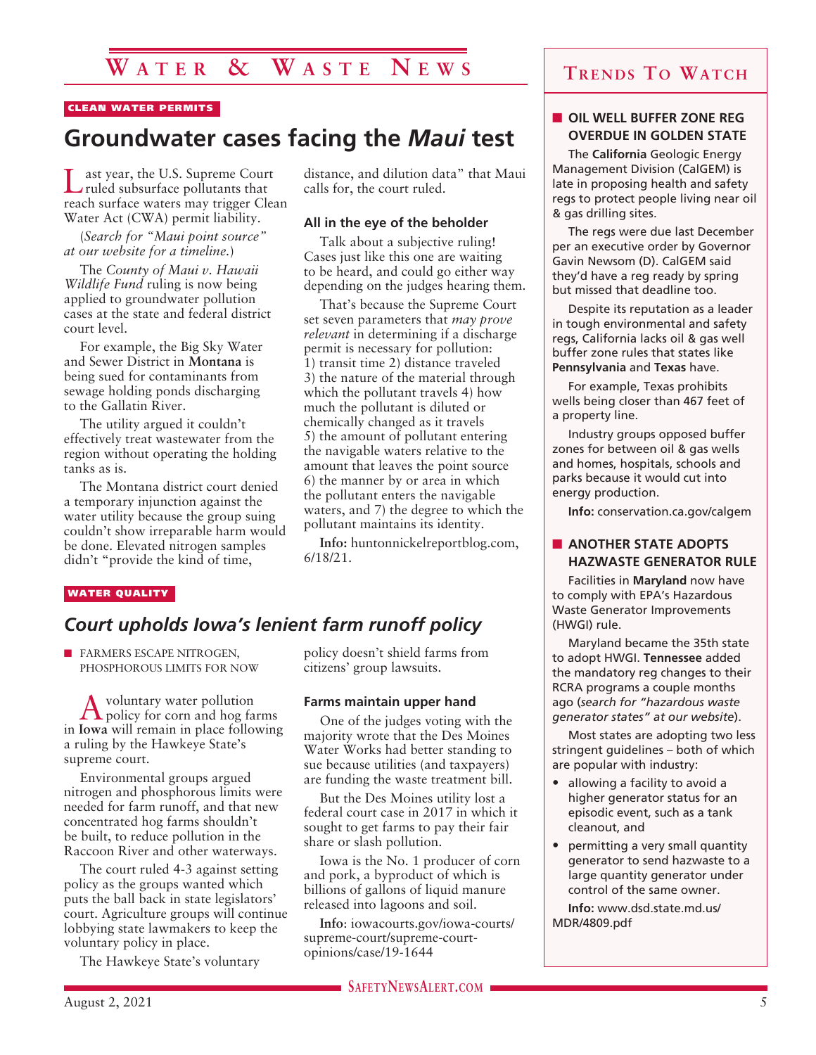# Water & Waste News

CLEAN WATER PERMITS

## Groundwater cases facing the *Maui* test

Last year, the U.S. Supreme Court ruled subsurface pollutants that reach surface waters may trigger Clean Water Act (CWA) permit liability.

(*Search for "Maui point source" at our website for a timeline.*)

The *County of Maui v. Hawaii Wildlife Fund* ruling is now being applied to groundwater pollution cases at the state and federal district court level.

For example, the Big Sky Water and Sewer District in **Montana** is being sued for contaminants from sewage holding ponds discharging to the Gallatin River.

The utility argued it couldn't effectively treat wastewater from the region without operating the holding tanks as is.

The Montana district court denied a temporary injunction against the water utility because the group suing couldn't show irreparable harm would be done. Elevated nitrogen samples didn't "provide the kind of time, distance, and dilution data" that Maui calls for, the court ruled.

### All in the eye of the beholder

Talk about a subjective ruling! Cases just like this one are waiting to be heard, and could go either way depending on the judges hearing them.

That's because the Supreme Court set seven parameters that *may prove relevant* in determining if a discharge permit is necessary for pollution: 1) transit time 2) distance traveled 3) the nature of the material through which the pollutant travels 4) how much the pollutant is diluted or chemically changed as it travels 5) the amount of pollutant entering the navigable waters relative to the amount that leaves the point source 6) the manner by or area in which the pollutant enters the navigable waters, and 7) the degree to which the pollutant maintains its identity.

**Info:** huntonnickelreportblog.com, 6/18/21.

WATER QUALITY

## *Court upholds Iowa's lenient farm runoff policy*

- FARMERS ESCAPE NITROGEN, PHOSPHOROUS LIMITS FOR NOW

A voluntary water pollution policy for corn and hog farms in **Iowa** will remain in place following a ruling by the Hawkeye State's supreme court.

Environmental groups argued nitrogen and phosphorous limits were needed for farm runoff, and that new concentrated hog farms shouldn't be built, to reduce pollution in the Raccoon River and other waterways.

The court ruled 4-3 against setting policy as the groups wanted which puts the ball back in state legislators' court. Agriculture groups will continue lobbying state lawmakers to keep the voluntary policy in place.

The Hawkeye State's voluntary policy doesn't shield farms from citizens' group lawsuits.

### Farms maintain upper hand

One of the judges voting with the majority wrote that the Des Moines Water Works had better standing to sue because utilities (and taxpayers) are funding the waste treatment bill.

But the Des Moines utility lost a federal court case in 2017 in which it sought to get farms to pay their fair share or slash pollution.

Iowa is the No. 1 producer of corn and pork, a byproduct of which is billions of gallons of liquid manure released into lagoons and soil.

**Info**: iowacourts.gov/iowa-courts/supreme-court/supreme-court-opinions/case/19-1644

# Trends To Watch

### OIL WELL BUFFER ZONE REG OVERDUE IN GOLDEN STATE

The **California** Geologic Energy Management Division (CalGEM) is late in proposing health and safety regs to protect people living near oil & gas drilling sites.

The regs were due last December per an executive order by Governor Gavin Newsom (D). CalGEM said they'd have a reg ready by spring but missed that deadline too.

Despite its reputation as a leader in tough environmental and safety regs, California lacks oil & gas well buffer zone rules that states like **Pennsylvania** and **Texas** have.

For example, Texas prohibits wells being closer than 467 feet of a property line.

Industry groups opposed buffer zones for between oil & gas wells and homes, hospitals, schools and parks because it would cut into energy production.

**Info:** conservation.ca.gov/calgem

### ANOTHER STATE ADOPTS HAZWASTE GENERATOR RULE

Facilities in **Maryland** now have to comply with EPA's Hazardous Waste Generator Improvements (HWGI) rule.

Maryland became the 35th state to adopt HWGI. **Tennessee** added the mandatory reg changes to their RCRA programs a couple months ago (*search for "hazardous waste generator states" at our website*).

Most states are adopting two less stringent guidelines – both of which are popular with industry:

- allowing a facility to avoid a higher generator status for an episodic event, such as a tank cleanout, and
- permitting a very small quantity generator to send hazwaste to a large quantity generator under control of the same owner.

**Info:** www.dsd.state.md.us/MDR/4809.pdf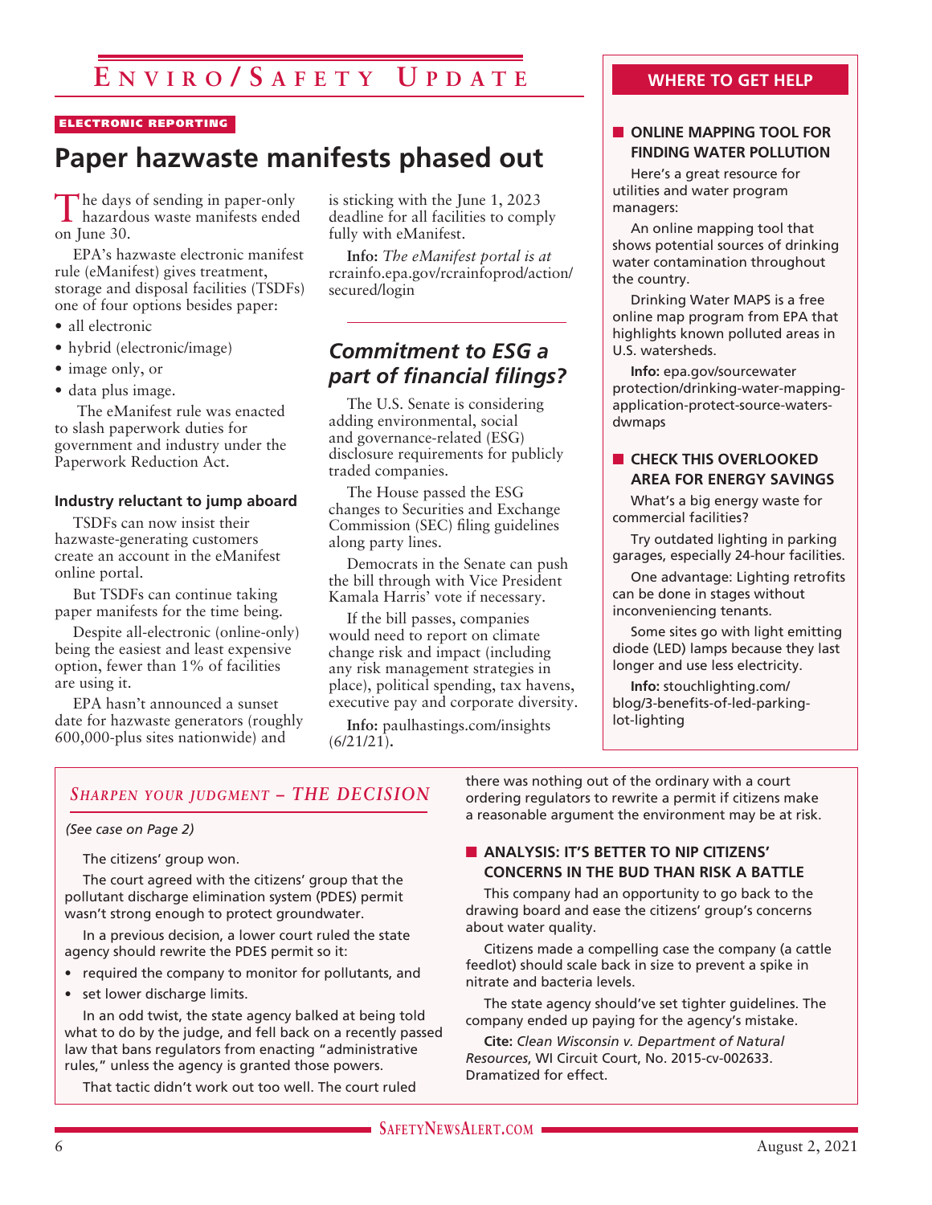# Enviro/Safety Update

ELECTRONIC REPORTING

## Paper hazwaste manifests phased out

The days of sending in paper-only hazardous waste manifests ended on June 30.

EPA's hazwaste electronic manifest rule (eManifest) gives treatment, storage and disposal facilities (TSDFs) one of four options besides paper:

- all electronic
- hybrid (electronic/image)
- image only, or
- data plus image.

The eManifest rule was enacted to slash paperwork duties for government and industry under the Paperwork Reduction Act.

### Industry reluctant to jump aboard

TSDFs can now insist their hazwaste-generating customers create an account in the eManifest online portal.

But TSDFs can continue taking paper manifests for the time being.

Despite all-electronic (online-only) being the easiest and least expensive option, fewer than 1% of facilities are using it.

EPA hasn't announced a sunset date for hazwaste generators (roughly 600,000-plus sites nationwide) and is sticking with the June 1, 2023 deadline for all facilities to comply fully with eManifest.

**Info:** *The eManifest portal is at* rcrainfo.epa.gov/rcrainfoprod/action/secured/login

## *Commitment to ESG a part of financial filings?*

The U.S. Senate is considering adding environmental, social and governance-related (ESG) disclosure requirements for publicly traded companies.

The House passed the ESG changes to Securities and Exchange Commission (SEC) filing guidelines along party lines.

Democrats in the Senate can push the bill through with Vice President Kamala Harris' vote if necessary.

If the bill passes, companies would need to report on climate change risk and impact (including any risk management strategies in place), political spending, tax havens, executive pay and corporate diversity.

**Info:** paulhastings.com/insights (6/21/21).

## WHERE TO GET HELP

### ONLINE MAPPING TOOL FOR FINDING WATER POLLUTION

Here's a great resource for utilities and water program managers:

An online mapping tool that shows potential sources of drinking water contamination throughout the country.

Drinking Water MAPS is a free online map program from EPA that highlights known polluted areas in U.S. watersheds.

**Info:** epa.gov/sourcewaterprotection/drinking-water-mapping-application-protect-source-waters-dwmaps

### CHECK THIS OVERLOOKED AREA FOR ENERGY SAVINGS

What's a big energy waste for commercial facilities?

Try outdated lighting in parking garages, especially 24-hour facilities.

One advantage: Lighting retrofits can be done in stages without inconveniencing tenants.

Some sites go with light emitting diode (LED) lamps because they last longer and use less electricity.

**Info:** stouchlighting.com/blog/3-benefits-of-led-parking-lot-lighting

## *Sharpen your judgment – THE DECISION*

*(See case on Page 2)*

The citizens' group won.

The court agreed with the citizens' group that the pollutant discharge elimination system (PDES) permit wasn't strong enough to protect groundwater.

In a previous decision, a lower court ruled the state agency should rewrite the PDES permit so it:

- required the company to monitor for pollutants, and
- set lower discharge limits.

In an odd twist, the state agency balked at being told what to do by the judge, and fell back on a recently passed law that bans regulators from enacting "administrative rules," unless the agency is granted those powers.

That tactic didn't work out too well. The court ruled there was nothing out of the ordinary with a court ordering regulators to rewrite a permit if citizens make a reasonable argument the environment may be at risk.

### ANALYSIS: IT'S BETTER TO NIP CITIZENS' CONCERNS IN THE BUD THAN RISK A BATTLE

This company had an opportunity to go back to the drawing board and ease the citizens' group's concerns about water quality.

Citizens made a compelling case the company (a cattle feedlot) should scale back in size to prevent a spike in nitrate and bacteria levels.

The state agency should've set tighter guidelines. The company ended up paying for the agency's mistake.

**Cite:** *Clean Wisconsin v. Department of Natural Resources*, WI Circuit Court, No. 2015-cv-002633. Dramatized for effect.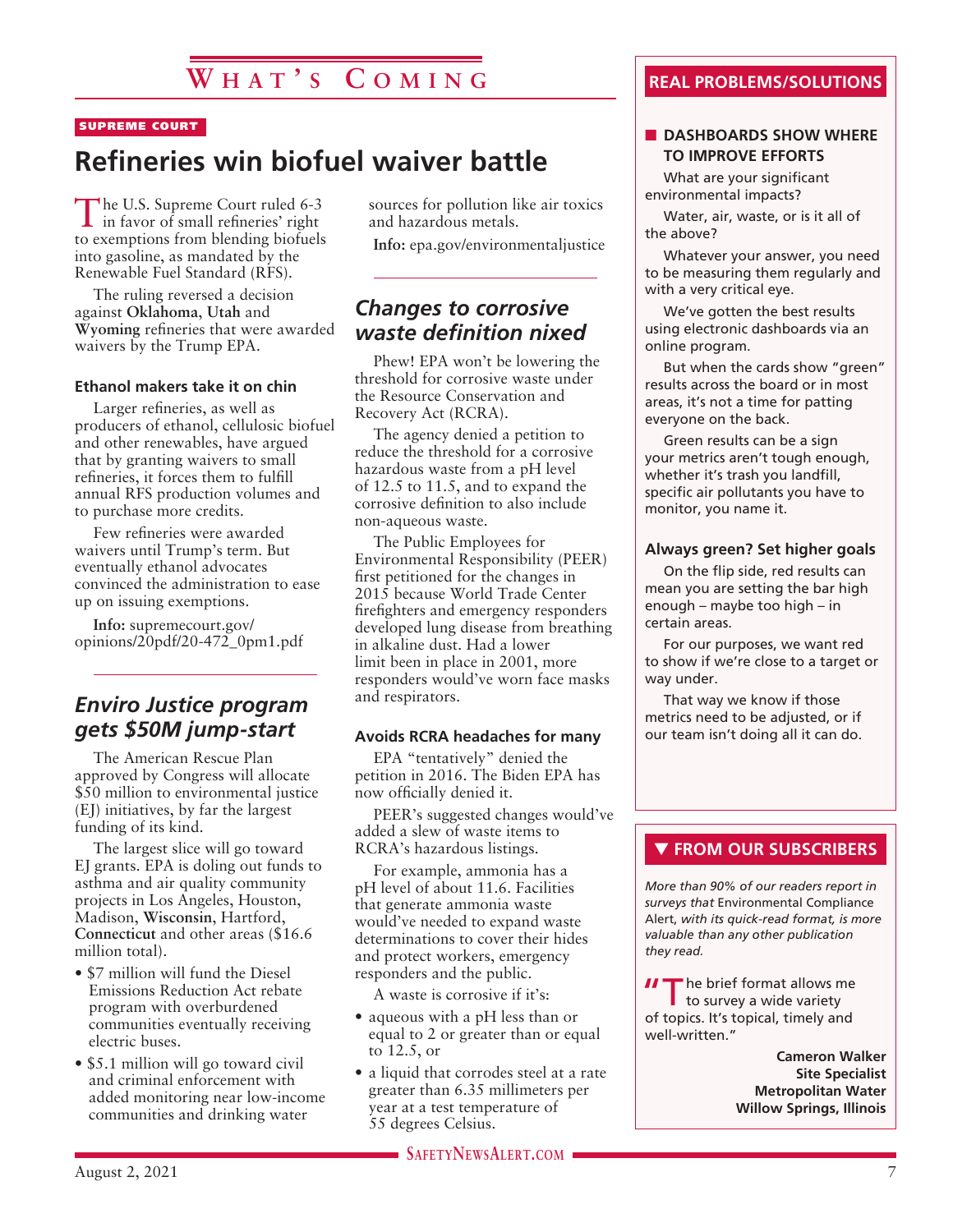# What's Coming

SUPREME COURT

## Refineries win biofuel waiver battle

The U.S. Supreme Court ruled 6-3 in favor of small refineries' right to exemptions from blending biofuels into gasoline, as mandated by the Renewable Fuel Standard (RFS).

The ruling reversed a decision against **Oklahoma**, **Utah** and **Wyoming** refineries that were awarded waivers by the Trump EPA.

### Ethanol makers take it on chin

Larger refineries, as well as producers of ethanol, cellulosic biofuel and other renewables, have argued that by granting waivers to small refineries, it forces them to fulfill annual RFS production volumes and to purchase more credits.

Few refineries were awarded waivers until Trump's term. But eventually ethanol advocates convinced the administration to ease up on issuing exemptions.

**Info:** supremecourt.gov/opinions/20pdf/20-472_0pm1.pdf

## *Enviro Justice program gets $50M jump-start*

The American Rescue Plan approved by Congress will allocate $50 million to environmental justice (EJ) initiatives, by far the largest funding of its kind.

The largest slice will go toward EJ grants. EPA is doling out funds to asthma and air quality community projects in Los Angeles, Houston, Madison, **Wisconsin**, Hartford, **Connecticut** and other areas ($16.6 million total).

- $7 million will fund the Diesel Emissions Reduction Act rebate program with overburdened communities eventually receiving electric buses.
- $5.1 million will go toward civil and criminal enforcement with added monitoring near low-income communities and drinking water sources for pollution like air toxics and hazardous metals.

**Info:** epa.gov/environmentaljustice

## *Changes to corrosive waste definition nixed*

Phew! EPA won't be lowering the threshold for corrosive waste under the Resource Conservation and Recovery Act (RCRA).

The agency denied a petition to reduce the threshold for a corrosive hazardous waste from a pH level of 12.5 to 11.5, and to expand the corrosive definition to also include non-aqueous waste.

The Public Employees for Environmental Responsibility (PEER) first petitioned for the changes in 2015 because World Trade Center firefighters and emergency responders developed lung disease from breathing in alkaline dust. Had a lower limit been in place in 2001, more responders would've worn face masks and respirators.

### Avoids RCRA headaches for many

EPA "tentatively" denied the petition in 2016. The Biden EPA has now officially denied it.

PEER's suggested changes would've added a slew of waste items to RCRA's hazardous listings.

For example, ammonia has a pH level of about 11.6. Facilities that generate ammonia waste would've needed to expand waste determinations to cover their hides and protect workers, emergency responders and the public.

A waste is corrosive if it's:

- aqueous with a pH less than or equal to 2 or greater than or equal to 12.5, or
- a liquid that corrodes steel at a rate greater than 6.35 millimeters per year at a test temperature of 55 degrees Celsius.

## REAL PROBLEMS/SOLUTIONS

### DASHBOARDS SHOW WHERE TO IMPROVE EFFORTS

What are your significant environmental impacts?

Water, air, waste, or is it all of the above?

Whatever your answer, you need to be measuring them regularly and with a very critical eye.

We've gotten the best results using electronic dashboards via an online program.

But when the cards show "green" results across the board or in most areas, it's not a time for patting everyone on the back.

Green results can be a sign your metrics aren't tough enough, whether it's trash you landfill, specific air pollutants you have to monitor, you name it.

### Always green? Set higher goals

On the flip side, red results can mean you are setting the bar high enough – maybe too high – in certain areas.

For our purposes, we want red to show if we're close to a target or way under.

That way we know if those metrics need to be adjusted, or if our team isn't doing all it can do.

## FROM OUR SUBSCRIBERS

*More than 90% of our readers report in surveys that* Environmental Compliance Alert, *with its quick-read format, is more valuable than any other publication they read.*

"The brief format allows me to survey a wide variety of topics. It's topical, timely and well-written."

**Cameron Walker**
**Site Specialist**
**Metropolitan Water**
**Willow Springs, Illinois**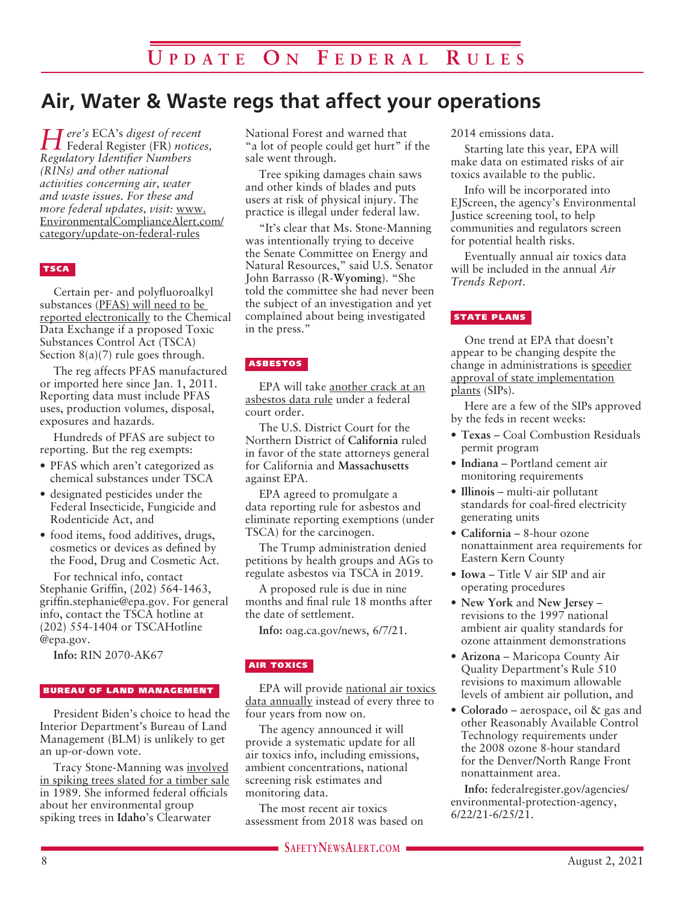# Update On Federal Rules

## Air, Water & Waste regs that affect your operations

*Here's* ECA's *digest of recent* Federal Register (FR) *notices, Regulatory Identifier Numbers (RINs) and other national activities concerning air, water and waste issues. For these and more federal updates, visit:* www.EnvironmentalComplianceAlert.com/category/update-on-federal-rules

### TSCA

Certain per- and polyfluoroalkyl substances (PFAS) will need to be reported electronically to the Chemical Data Exchange if a proposed Toxic Substances Control Act (TSCA) Section 8(a)(7) rule goes through.

The reg affects PFAS manufactured or imported here since Jan. 1, 2011. Reporting data must include PFAS uses, production volumes, disposal, exposures and hazards.

Hundreds of PFAS are subject to reporting. But the reg exempts:

- PFAS which aren't categorized as chemical substances under TSCA
- designated pesticides under the Federal Insecticide, Fungicide and Rodenticide Act, and
- food items, food additives, drugs, cosmetics or devices as defined by the Food, Drug and Cosmetic Act.

For technical info, contact Stephanie Griffin, (202) 564-1463, griffin.stephanie@epa.gov. For general info, contact the TSCA hotline at (202) 554-1404 or TSCAHotline@epa.gov.

**Info:** RIN 2070-AK67

### BUREAU OF LAND MANAGEMENT

President Biden's choice to head the Interior Department's Bureau of Land Management (BLM) is unlikely to get an up-or-down vote.

Tracy Stone-Manning was involved in spiking trees slated for a timber sale in 1989. She informed federal officials about her environmental group spiking trees in **Idaho**'s Clearwater National Forest and warned that "a lot of people could get hurt" if the sale went through.

Tree spiking damages chain saws and other kinds of blades and puts users at risk of physical injury. The practice is illegal under federal law.

"It's clear that Ms. Stone-Manning was intentionally trying to deceive the Senate Committee on Energy and Natural Resources," said U.S. Senator John Barrasso (R-**Wyoming**). "She told the committee she had never been the subject of an investigation and yet complained about being investigated in the press."

### ASBESTOS

EPA will take another crack at an asbestos data rule under a federal court order.

The U.S. District Court for the Northern District of **California** ruled in favor of the state attorneys general for California and **Massachusetts** against EPA.

EPA agreed to promulgate a data reporting rule for asbestos and eliminate reporting exemptions (under TSCA) for the carcinogen.

The Trump administration denied petitions by health groups and AGs to regulate asbestos via TSCA in 2019.

A proposed rule is due in nine months and final rule 18 months after the date of settlement.

**Info:** oag.ca.gov/news, 6/7/21.

### AIR TOXICS

EPA will provide national air toxics data annually instead of every three to four years from now on.

The agency announced it will provide a systematic update for all air toxics info, including emissions, ambient concentrations, national screening risk estimates and monitoring data.

The most recent air toxics assessment from 2018 was based on 2014 emissions data.

Starting late this year, EPA will make data on estimated risks of air toxics available to the public.

Info will be incorporated into EJScreen, the agency's Environmental Justice screening tool, to help communities and regulators screen for potential health risks.

Eventually annual air toxics data will be included in the annual *Air Trends Report*.

### STATE PLANS

One trend at EPA that doesn't appear to be changing despite the change in administrations is speedier approval of state implementation plants (SIPs).

Here are a few of the SIPs approved by the feds in recent weeks:

- **Texas** – Coal Combustion Residuals permit program
- **Indiana** – Portland cement air monitoring requirements
- **Illinois** – multi-air pollutant standards for coal-fired electricity generating units
- **California** – 8-hour ozone nonattainment area requirements for Eastern Kern County
- **Iowa** – Title V air SIP and air operating procedures
- **New York** and **New Jersey** – revisions to the 1997 national ambient air quality standards for ozone attainment demonstrations
- **Arizona** – Maricopa County Air Quality Department's Rule 510 revisions to maximum allowable levels of ambient air pollution, and
- **Colorado** – aerospace, oil & gas and other Reasonably Available Control Technology requirements under the 2008 ozone 8-hour standard for the Denver/North Range Front nonattainment area.

**Info:** federalregister.gov/agencies/environmental-protection-agency, 6/22/21-6/25/21.